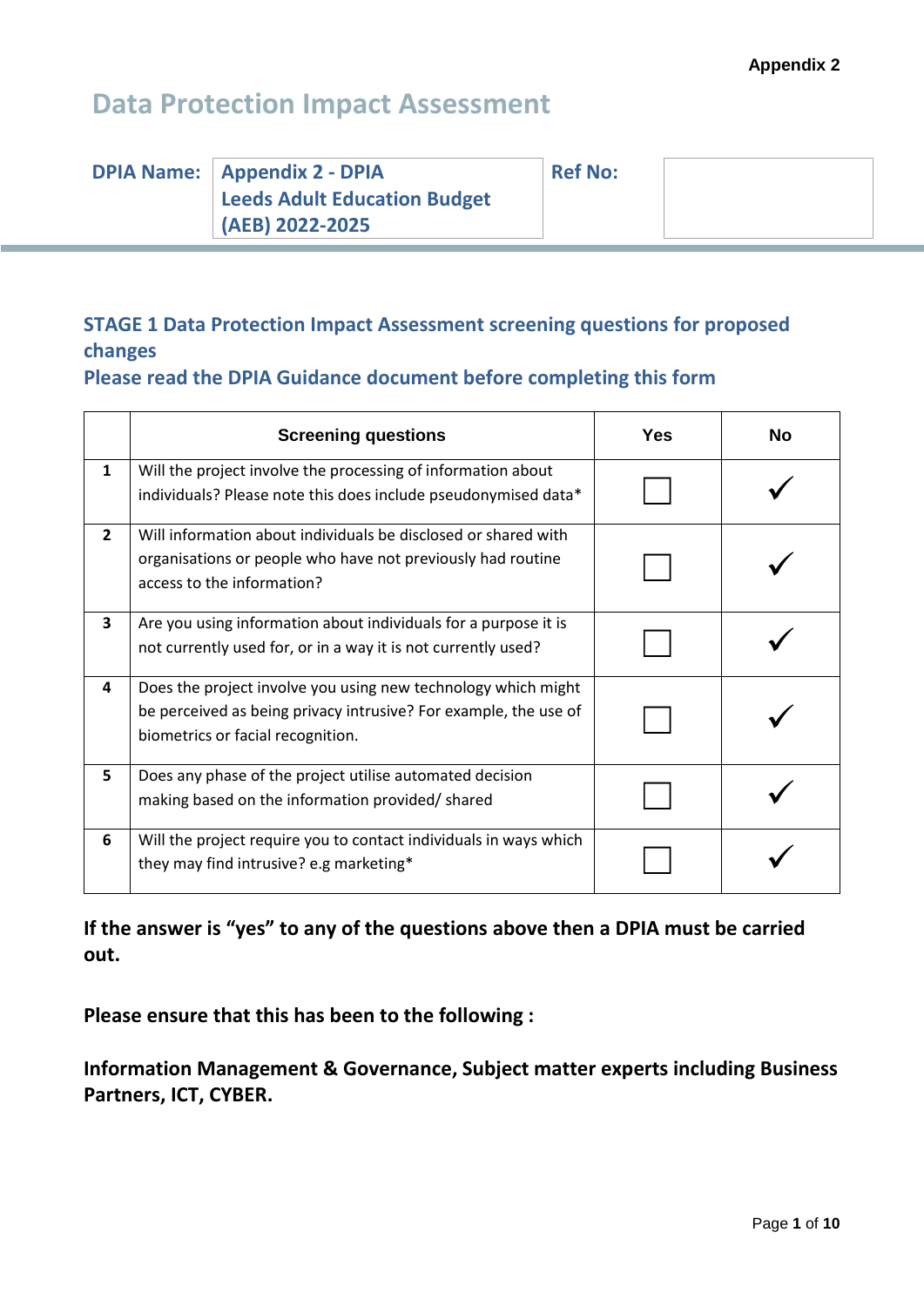Appendix 2

# Data Protection Impact Assessment

| DPIA Name: | Appendix 2 - DPIA Leeds Adult Education Budget (AEB) 2022-2025 | Ref No: | |
|---|---|---|---|

## STAGE 1 Data Protection Impact Assessment screening questions for proposed changes

## Please read the DPIA Guidance document before completing this form

| | Screening questions | Yes | No |
|---|---|---|---|
| 1 | Will the project involve the processing of information about individuals? Please note this does include pseudonymised data* | ☐ | ✓ |
| 2 | Will information about individuals be disclosed or shared with organisations or people who have not previously had routine access to the information? | ☐ | ✓ |
| 3 | Are you using information about individuals for a purpose it is not currently used for, or in a way it is not currently used? | ☐ | ✓ |
| 4 | Does the project involve you using new technology which might be perceived as being privacy intrusive? For example, the use of biometrics or facial recognition. | ☐ | ✓ |
| 5 | Does any phase of the project utilise automated decision making based on the information provided/ shared | ☐ | ✓ |
| 6 | Will the project require you to contact individuals in ways which they may find intrusive? e.g marketing* | ☐ | ✓ |

**If the answer is “yes” to any of the questions above then a DPIA must be carried out.**

**Please ensure that this has been to the following :**

**Information Management & Governance, Subject matter experts including Business Partners, ICT, CYBER.**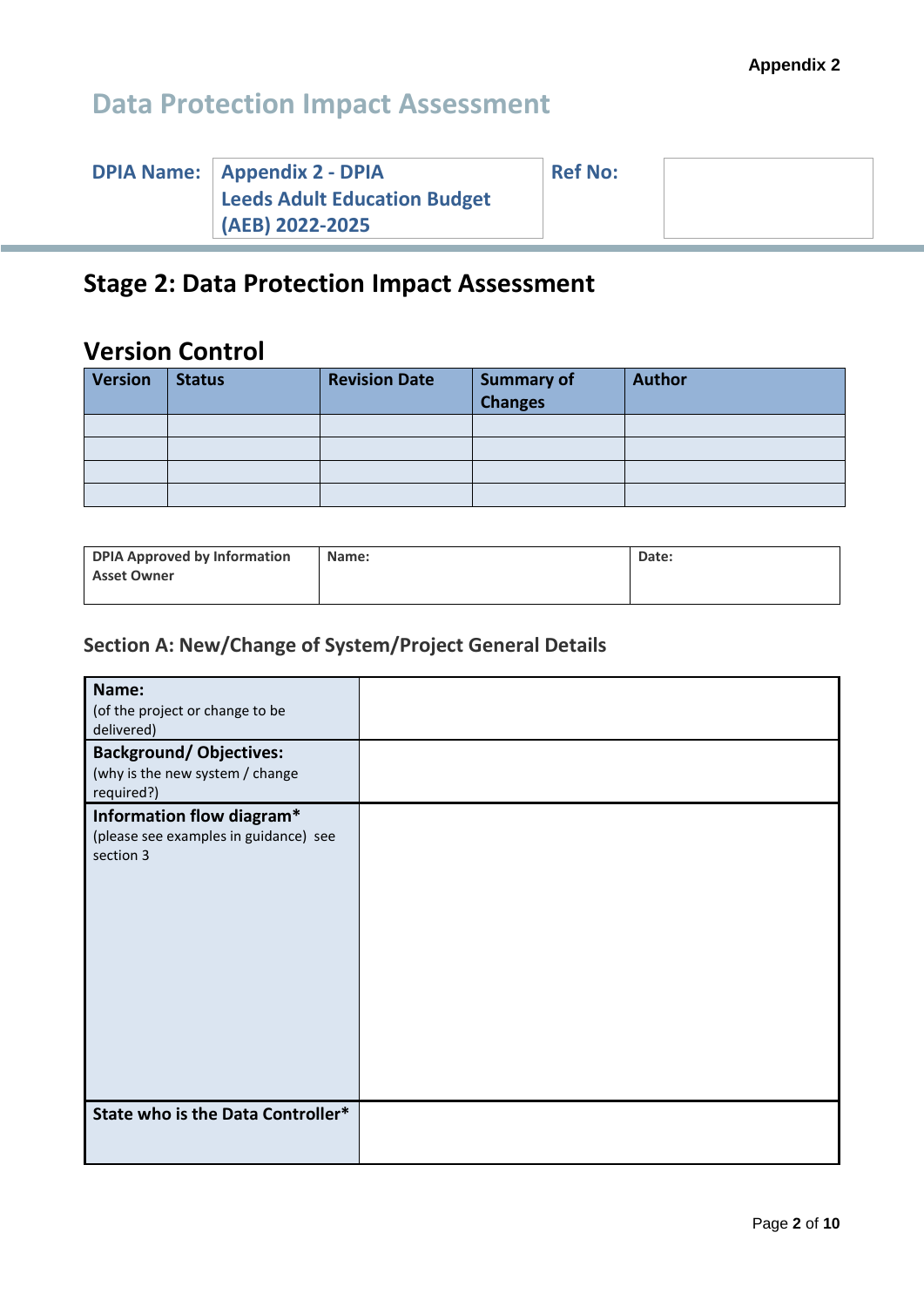Appendix 2

# Data Protection Impact Assessment

| DPIA Name: | Appendix 2 - DPIA Leeds Adult Education Budget (AEB) 2022-2025 | Ref No: | |
|---|---|---|---|

## Stage 2: Data Protection Impact Assessment

### Version Control

| Version | Status | Revision Date | Summary of Changes | Author |
|---|---|---|---|---|
| | | | | |
| | | | | |
| | | | | |
| | | | | |

| DPIA Approved by Information Asset Owner | Name: | Date: |
|---|---|---|

### Section A: New/Change of System/Project General Details

| | |
|---|---|
| **Name:** (of the project or change to be delivered) | |
| **Background/ Objectives:** (why is the new system / change required?) | |
| **Information flow diagram*** (please see examples in guidance) see section 3 | |
| **State who is the Data Controller*** | |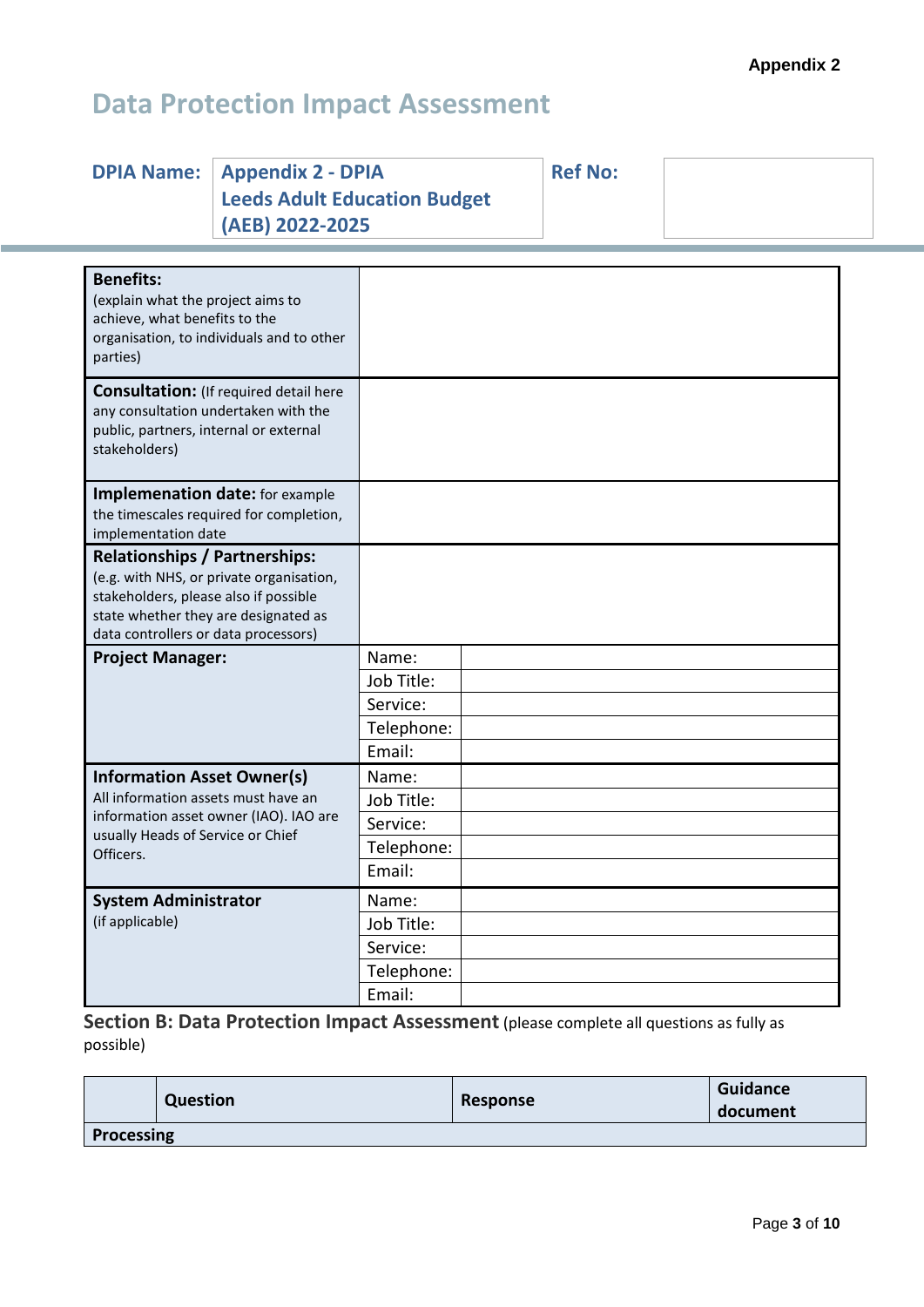Appendix 2

# Data Protection Impact Assessment

| DPIA Name: | Appendix 2 - DPIA Leeds Adult Education Budget (AEB) 2022-2025 | Ref No: | |
|---|---|---|---|

| | | |
|---|---|---|
| **Benefits:** (explain what the project aims to achieve, what benefits to the organisation, to individuals and to other parties) | | |
| **Consultation:** (If required detail here any consultation undertaken with the public, partners, internal or external stakeholders) | | |
| **Implementation date:** for example the timescales required for completion, implementation date | | |
| **Relationships / Partnerships:** (e.g. with NHS, or private organisation, stakeholders, please also if possible state whether they are designated as data controllers or data processors) | | |
| **Project Manager:** | Name: | |
| | Job Title: | |
| | Service: | |
| | Telephone: | |
| | Email: | |
| **Information Asset Owner(s)** All information assets must have an information asset owner (IAO). IAO are usually Heads of Service or Chief Officers. | Name: | |
| | Job Title: | |
| | Service: | |
| | Telephone: | |
| | Email: | |
| **System Administrator** (if applicable) | Name: | |
| | Job Title: | |
| | Service: | |
| | Telephone: | |
| | Email: | |

## Section B: Data Protection Impact Assessment (please complete all questions as fully as possible)

| | Question | Response | Guidance document |
|---|---|---|---|
| **Processing** | | | |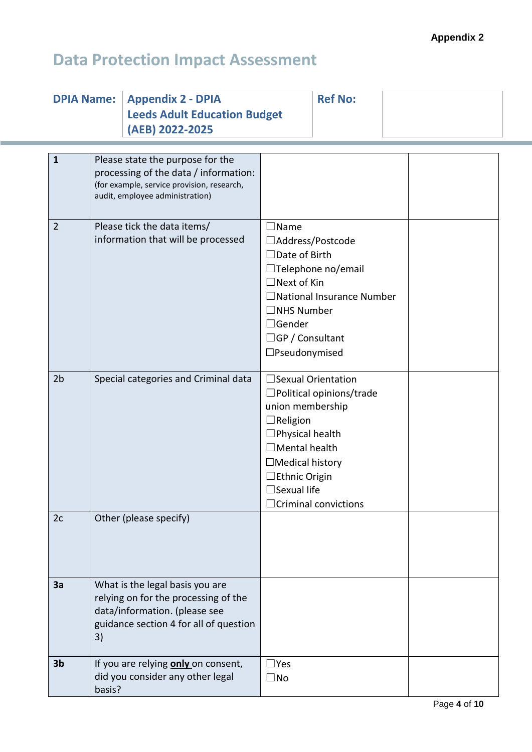**Appendix 2**

# Data Protection Impact Assessment

| DPIA Name: | Appendix 2 - DPIA Leeds Adult Education Budget (AEB) 2022-2025 | Ref No: | |
|---|---|---|---|

| | | | |
|---|---|---|---|
| **1** | Please state the purpose for the processing of the data / information: (for example, service provision, research, audit, employee administration) | | |
| 2 | Please tick the data items/ information that will be processed | ☐Name<br>☐Address/Postcode<br>☐Date of Birth<br>☐Telephone no/email<br>☐Next of Kin<br>☐National Insurance Number<br>☐NHS Number<br>☐Gender<br>☐GP / Consultant<br>☐Pseudonymised | |
| 2b | Special categories and Criminal data | ☐Sexual Orientation<br>☐Political opinions/trade union membership<br>☐Religion<br>☐Physical health<br>☐Mental health<br>☐Medical history<br>☐Ethnic Origin<br>☐Sexual life<br>☐Criminal convictions | |
| 2c | Other (please specify) | | |
| **3a** | What is the legal basis you are relying on for the processing of the data/information. (please see guidance section 4 for all of question 3) | | |
| **3b** | If you are relying **only** on consent, did you consider any other legal basis? | ☐Yes<br>☐No | |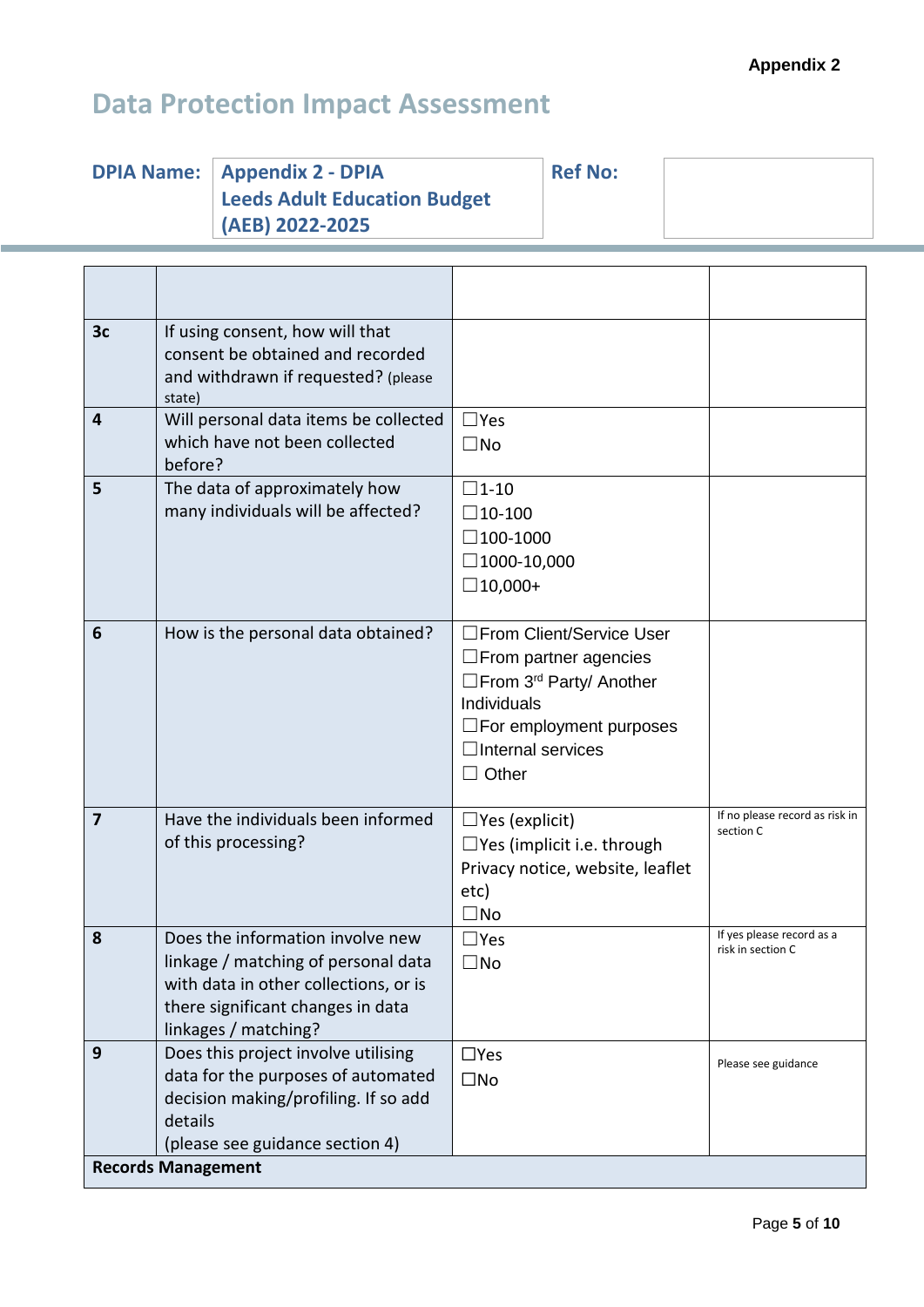Appendix 2

# Data Protection Impact Assessment

| DPIA Name: | Appendix 2 - DPIA Leeds Adult Education Budget (AEB) 2022-2025 | Ref No: | |
|---|---|---|---|

| | | | |
|---|---|---|---|
| 3c | If using consent, how will that consent be obtained and recorded and withdrawn if requested? (please state) | | |
| 4 | Will personal data items be collected which have not been collected before? | ☐Yes<br>☐No | |
| 5 | The data of approximately how many individuals will be affected? | ☐1-10<br>☐10-100<br>☐100-1000<br>☐1000-10,000<br>☐10,000+ | |
| 6 | How is the personal data obtained? | ☐From Client/Service User<br>☐From partner agencies<br>☐From 3rd Party/ Another Individuals<br>☐For employment purposes<br>☐Internal services<br>☐ Other | |
| 7 | Have the individuals been informed of this processing? | ☐Yes (explicit)<br>☐Yes (implicit i.e. through Privacy notice, website, leaflet etc)<br>☐No | If no please record as risk in section C |
| 8 | Does the information involve new linkage / matching of personal data with data in other collections, or is there significant changes in data linkages / matching? | ☐Yes<br>☐No | If yes please record as a risk in section C |
| 9 | Does this project involve utilising data for the purposes of automated decision making/profiling. If so add details<br>(please see guidance section 4) | ☐Yes<br>☐No | Please see guidance |
| **Records Management** | | | |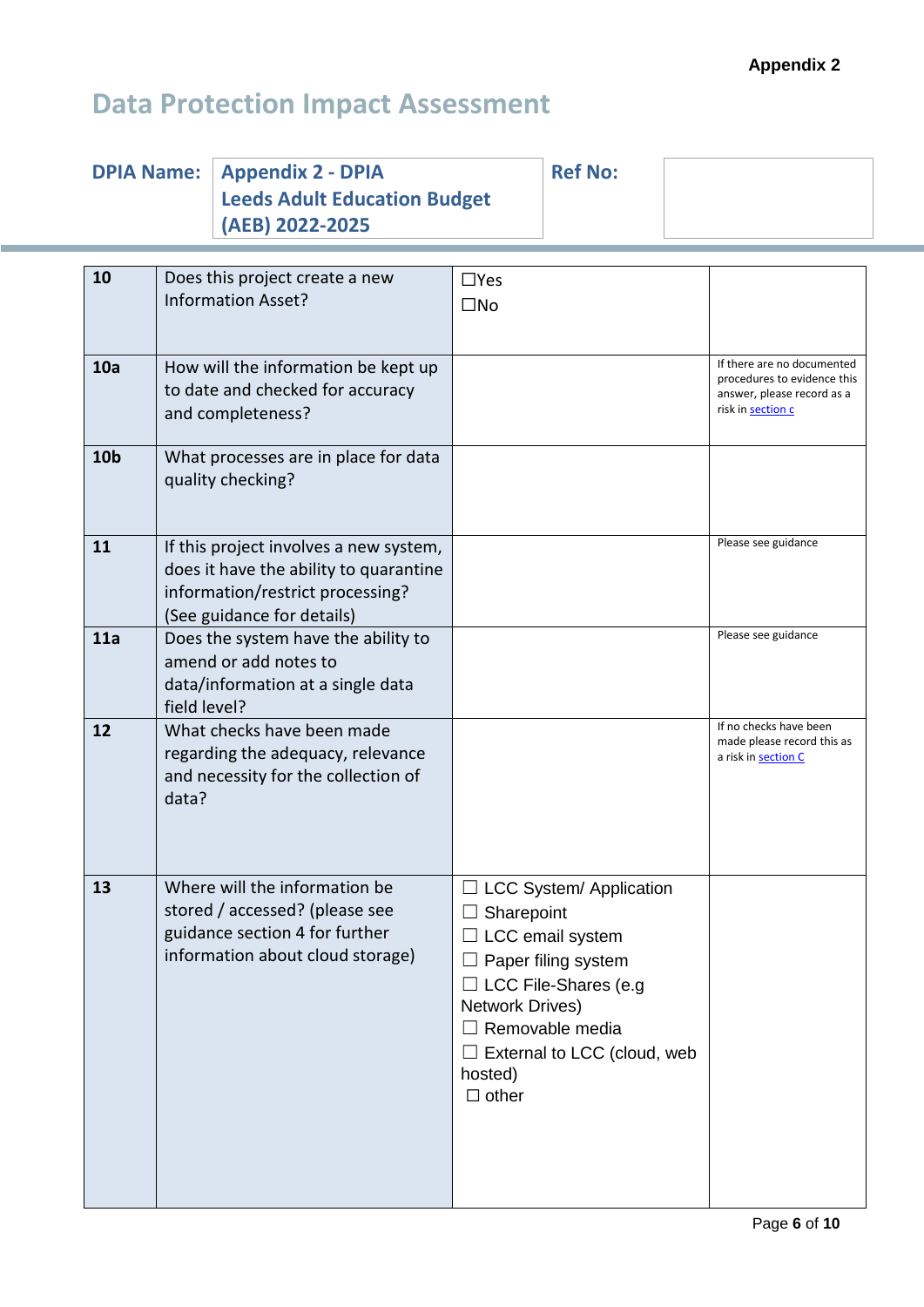Appendix 2

# Data Protection Impact Assessment

| DPIA Name: | Appendix 2 - DPIA Leeds Adult Education Budget (AEB) 2022-2025 | Ref No: | |
|---|---|---|---|

| | | | |
|---|---|---|---|
| **10** | Does this project create a new Information Asset? | ☐Yes<br>☐No | |
| **10a** | How will the information be kept up to date and checked for accuracy and completeness? | | If there are no documented procedures to evidence this answer, please record as a risk in section c |
| **10b** | What processes are in place for data quality checking? | | |
| **11** | If this project involves a new system, does it have the ability to quarantine information/restrict processing? (See guidance for details) | | Please see guidance |
| **11a** | Does the system have the ability to amend or add notes to data/information at a single data field level? | | Please see guidance |
| **12** | What checks have been made regarding the adequacy, relevance and necessity for the collection of data? | | If no checks have been made please record this as a risk in section C |
| **13** | Where will the information be stored / accessed? (please see guidance section 4 for further information about cloud storage) | ☐ LCC System/ Application<br>☐ Sharepoint<br>☐ LCC email system<br>☐ Paper filing system<br>☐ LCC File-Shares (e.g Network Drives)<br>☐ Removable media<br>☐ External to LCC (cloud, web hosted)<br>☐ other | |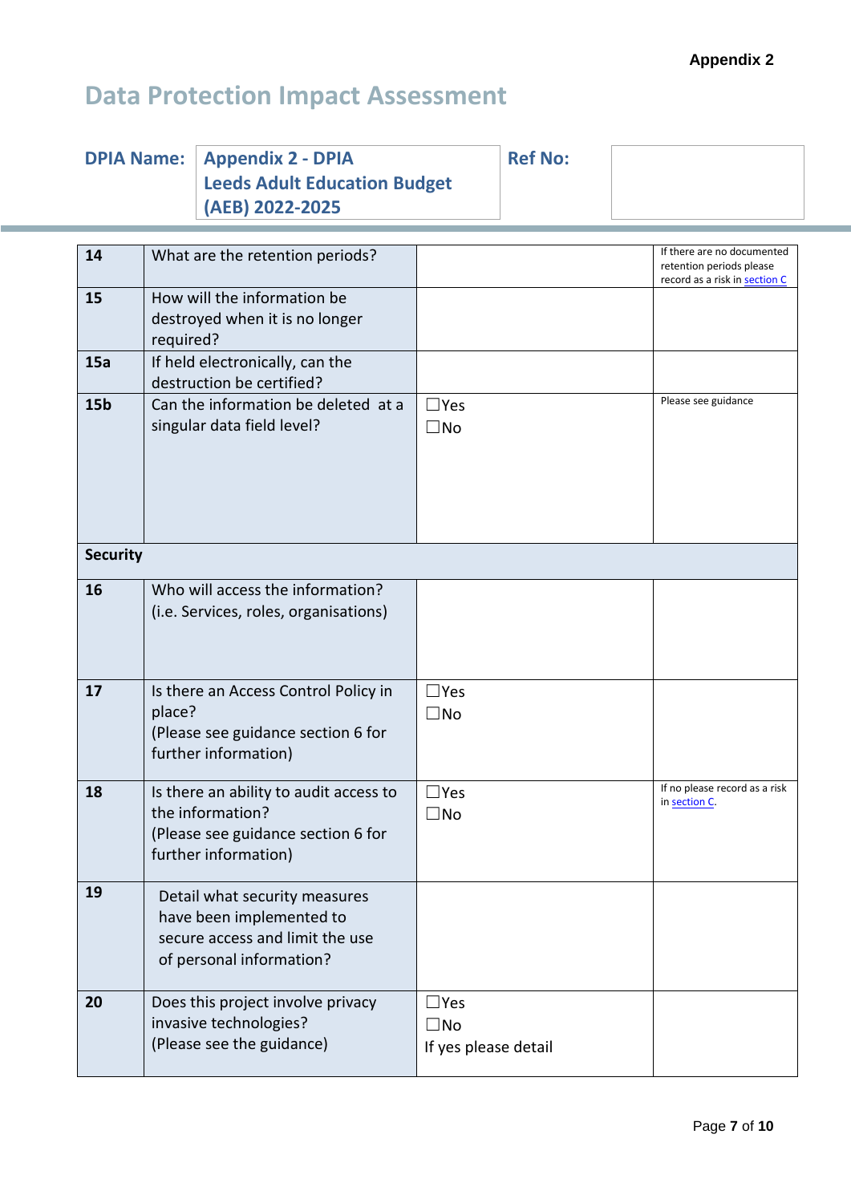Appendix 2

# Data Protection Impact Assessment

| DPIA Name: | Appendix 2 - DPIA Leeds Adult Education Budget (AEB) 2022-2025 | Ref No: | |
|---|---|---|---|

| | | | |
|---|---|---|---|
| **14** | What are the retention periods? | | If there are no documented retention periods please record as a risk in section C |
| **15** | How will the information be destroyed when it is no longer required? | | |
| **15a** | If held electronically, can the destruction be certified? | | |
| **15b** | Can the information be deleted at a singular data field level? | ☐Yes ☐No | Please see guidance |
| **Security** | | | |
| **16** | Who will access the information? (i.e. Services, roles, organisations) | | |
| **17** | Is there an Access Control Policy in place? (Please see guidance section 6 for further information) | ☐Yes ☐No | |
| **18** | Is there an ability to audit access to the information? (Please see guidance section 6 for further information) | ☐Yes ☐No | If no please record as a risk in section C. |
| **19** | Detail what security measures have been implemented to secure access and limit the use of personal information? | | |
| **20** | Does this project involve privacy invasive technologies? (Please see the guidance) | ☐Yes ☐No If yes please detail | |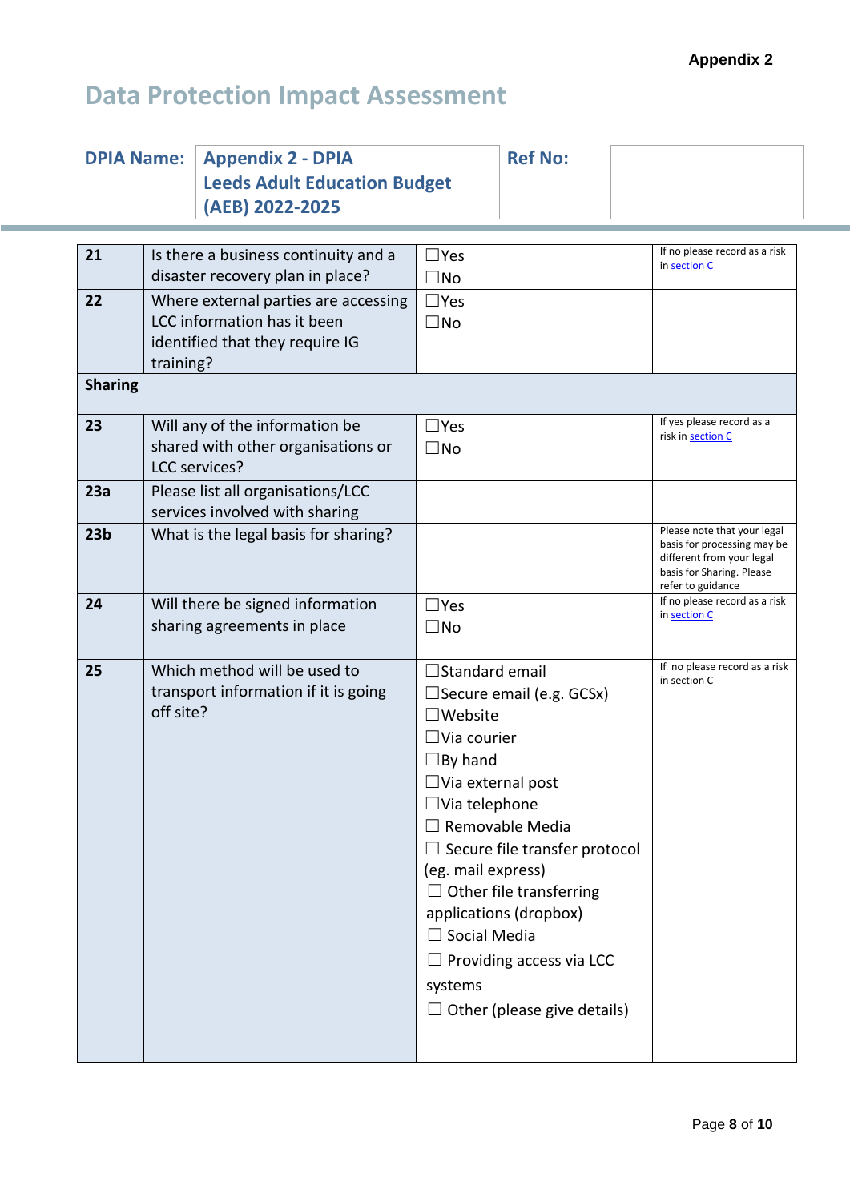Appendix 2

# Data Protection Impact Assessment

| DPIA Name: | Appendix 2 - DPIA Leeds Adult Education Budget (AEB) 2022-2025 | Ref No: | |
|---|---|---|---|

| | | | |
|---|---|---|---|
| **21** | Is there a business continuity and a disaster recovery plan in place? | ☐Yes<br>☐No | If no please record as a risk in section C |
| **22** | Where external parties are accessing LCC information has it been identified that they require IG training? | ☐Yes<br>☐No | |
| **Sharing** | | | |
| **23** | Will any of the information be shared with other organisations or LCC services? | ☐Yes<br>☐No | If yes please record as a risk in section C |
| **23a** | Please list all organisations/LCC services involved with sharing | | |
| **23b** | What is the legal basis for sharing? | | Please note that your legal basis for processing may be different from your legal basis for Sharing. Please refer to guidance |
| **24** | Will there be signed information sharing agreements in place | ☐Yes<br>☐No | If no please record as a risk in section C |
| **25** | Which method will be used to transport information if it is going off site? | ☐Standard email<br>☐Secure email (e.g. GCSx)<br>☐Website<br>☐Via courier<br>☐By hand<br>☐Via external post<br>☐Via telephone<br>☐ Removable Media<br>☐ Secure file transfer protocol (eg. mail express)<br>☐ Other file transferring applications (dropbox)<br>☐ Social Media<br>☐ Providing access via LCC systems<br>☐ Other (please give details) | If no please record as a risk in section C |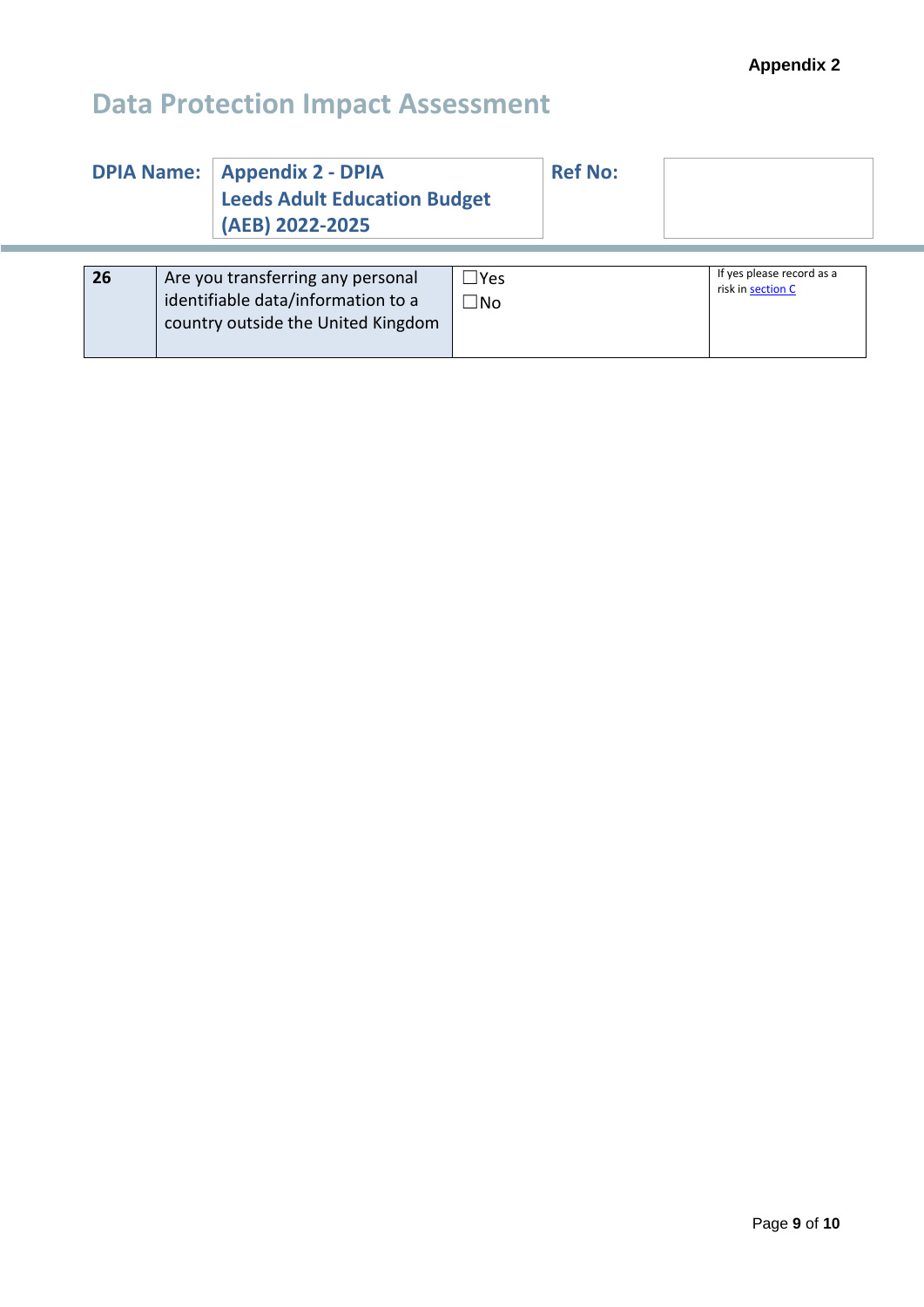Appendix 2

# Data Protection Impact Assessment

| DPIA Name: | Appendix 2 - DPIA Leeds Adult Education Budget (AEB) 2022-2025 | Ref No: | |
|---|---|---|---|

| 26 | Are you transferring any personal identifiable data/information to a country outside the United Kingdom | ☐Yes<br>☐No | If yes please record as a risk in section C |
|---|---|---|---|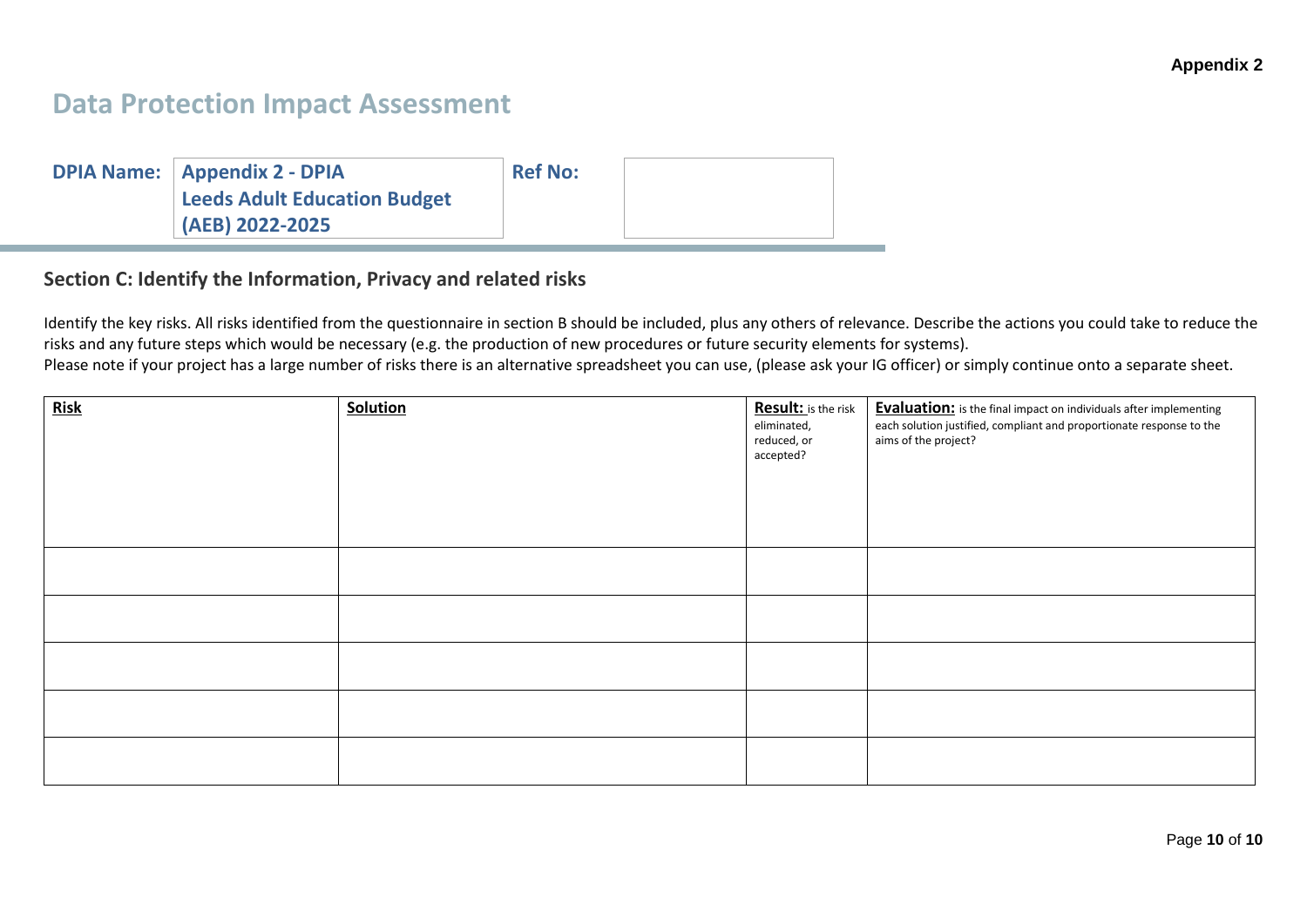**Appendix 2**

# Data Protection Impact Assessment

| DPIA Name: | Appendix 2 - DPIA Leeds Adult Education Budget (AEB) 2022-2025 | Ref No: | |
|---|---|---|---|

## Section C: Identify the Information, Privacy and related risks

Identify the key risks. All risks identified from the questionnaire in section B should be included, plus any others of relevance. Describe the actions you could take to reduce the risks and any future steps which would be necessary (e.g. the production of new procedures or future security elements for systems).
Please note if your project has a large number of risks there is an alternative spreadsheet you can use, (please ask your IG officer) or simply continue onto a separate sheet.

| **Risk** | **Solution** | **Result:** is the risk eliminated, reduced, or accepted? | **Evaluation:** is the final impact on individuals after implementing each solution justified, compliant and proportionate response to the aims of the project? |
|---|---|---|---|
| | | | |
| | | | |
| | | | |
| | | | |
| | | | |